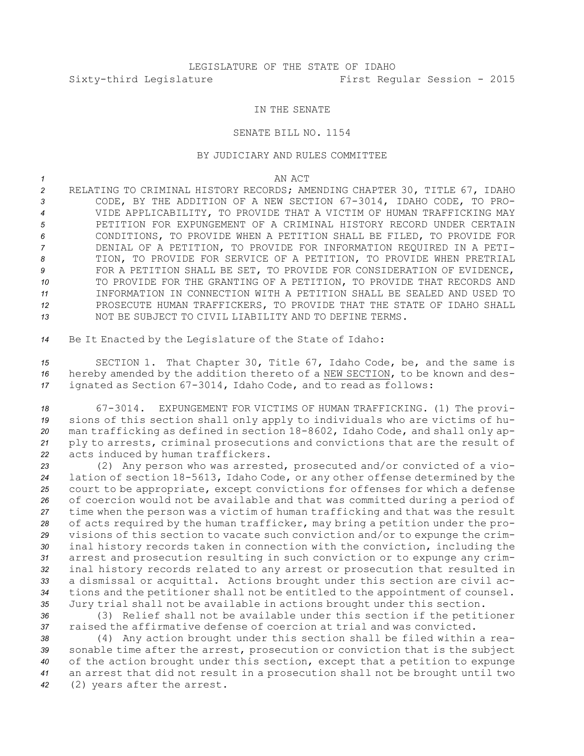LEGISLATURE OF THE STATE OF IDAHO

Sixty-third Legislature First Regular Session - 2015

IN THE SENATE

SENATE BILL NO. 1154

BY JUDICIARY AND RULES COMMITTEE

AN ACT

RELATING TO CRIMINAL HISTORY RECORDS; AMENDING CHAPTER 30, TITLE 67, IDAHO CODE, BY THE ADDITION OF A NEW SECTION 67-3014, IDAHO CODE, TO PROVIDE APPLICABILITY, TO PROVIDE THAT A VICTIM OF HUMAN TRAFFICKING MAY PETITION FOR EXPUNGEMENT OF A CRIMINAL HISTORY RECORD UNDER CERTAIN CONDITIONS, TO PROVIDE WHEN A PETITION SHALL BE FILED, TO PROVIDE FOR DENIAL OF A PETITION, TO PROVIDE FOR INFORMATION REQUIRED IN A PETITION, TO PROVIDE FOR SERVICE OF A PETITION, TO PROVIDE WHEN PRETRIAL FOR A PETITION SHALL BE SET, TO PROVIDE FOR CONSIDERATION OF EVIDENCE, TO PROVIDE FOR THE GRANTING OF A PETITION, TO PROVIDE THAT RECORDS AND INFORMATION IN CONNECTION WITH A PETITION SHALL BE SEALED AND USED TO PROSECUTE HUMAN TRAFFICKERS, TO PROVIDE THAT THE STATE OF IDAHO SHALL NOT BE SUBJECT TO CIVIL LIABILITY AND TO DEFINE TERMS.

Be It Enacted by the Legislature of the State of Idaho:

SECTION 1. That Chapter 30, Title 67, Idaho Code, be, and the same is hereby amended by the addition thereto of a NEW SECTION, to be known and designated as Section 67-3014, Idaho Code, and to read as follows:

67-3014. EXPUNGEMENT FOR VICTIMS OF HUMAN TRAFFICKING. (1) The provisions of this section shall only apply to individuals who are victims of human trafficking as defined in section 18-8602, Idaho Code, and shall only apply to arrests, criminal prosecutions and convictions that are the result of acts induced by human traffickers.

(2) Any person who was arrested, prosecuted and/or convicted of a violation of section 18-5613, Idaho Code, or any other offense determined by the court to be appropriate, except convictions for offenses for which a defense of coercion would not be available and that was committed during a period of time when the person was a victim of human trafficking and that was the result of acts required by the human trafficker, may bring a petition under the provisions of this section to vacate such conviction and/or to expunge the criminal history records taken in connection with the conviction, including the arrest and prosecution resulting in such conviction or to expunge any criminal history records related to any arrest or prosecution that resulted in a dismissal or acquittal. Actions brought under this section are civil actions and the petitioner shall not be entitled to the appointment of counsel. Jury trial shall not be available in actions brought under this section.

(3) Relief shall not be available under this section if the petitioner raised the affirmative defense of coercion at trial and was convicted.

(4) Any action brought under this section shall be filed within a reasonable time after the arrest, prosecution or conviction that is the subject of the action brought under this section, except that a petition to expunge an arrest that did not result in a prosecution shall not be brought until two (2) years after the arrest.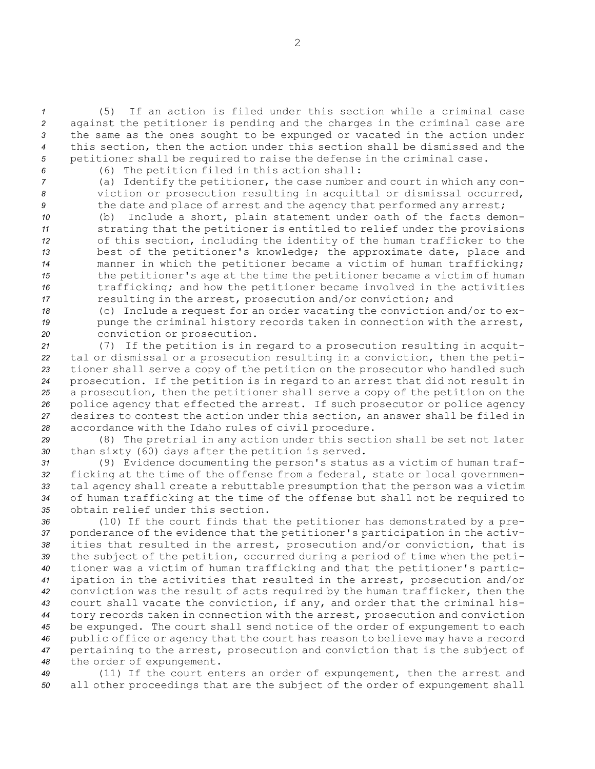(5) If an action is filed under this section while a criminal case against the petitioner is pending and the charges in the criminal case are the same as the ones sought to be expunged or vacated in the action under this section, then the action under this section shall be dismissed and the petitioner shall be required to raise the defense in the criminal case.

(6) The petition filed in this action shall:

(a) Identify the petitioner, the case number and court in which any conviction or prosecution resulting in acquittal or dismissal occurred, the date and place of arrest and the agency that performed any arrest;

(b) Include a short, plain statement under oath of the facts demonstrating that the petitioner is entitled to relief under the provisions of this section, including the identity of the human trafficker to the best of the petitioner's knowledge; the approximate date, place and manner in which the petitioner became a victim of human trafficking; the petitioner's age at the time the petitioner became a victim of human trafficking; and how the petitioner became involved in the activities resulting in the arrest, prosecution and/or conviction; and

(c) Include a request for an order vacating the conviction and/or to expunge the criminal history records taken in connection with the arrest, conviction or prosecution.

(7) If the petition is in regard to a prosecution resulting in acquittal or dismissal or a prosecution resulting in a conviction, then the petitioner shall serve a copy of the petition on the prosecutor who handled such prosecution. If the petition is in regard to an arrest that did not result in a prosecution, then the petitioner shall serve a copy of the petition on the police agency that effected the arrest. If such prosecutor or police agency desires to contest the action under this section, an answer shall be filed in accordance with the Idaho rules of civil procedure.

(8) The pretrial in any action under this section shall be set not later than sixty (60) days after the petition is served.

(9) Evidence documenting the person's status as a victim of human trafficking at the time of the offense from a federal, state or local governmental agency shall create a rebuttable presumption that the person was a victim of human trafficking at the time of the offense but shall not be required to obtain relief under this section.

(10) If the court finds that the petitioner has demonstrated by a preponderance of the evidence that the petitioner's participation in the activities that resulted in the arrest, prosecution and/or conviction, that is the subject of the petition, occurred during a period of time when the petitioner was a victim of human trafficking and that the petitioner's participation in the activities that resulted in the arrest, prosecution and/or conviction was the result of acts required by the human trafficker, then the court shall vacate the conviction, if any, and order that the criminal history records taken in connection with the arrest, prosecution and conviction be expunged. The court shall send notice of the order of expungement to each public office or agency that the court has reason to believe may have a record pertaining to the arrest, prosecution and conviction that is the subject of the order of expungement.

(11) If the court enters an order of expungement, then the arrest and all other proceedings that are the subject of the order of expungement shall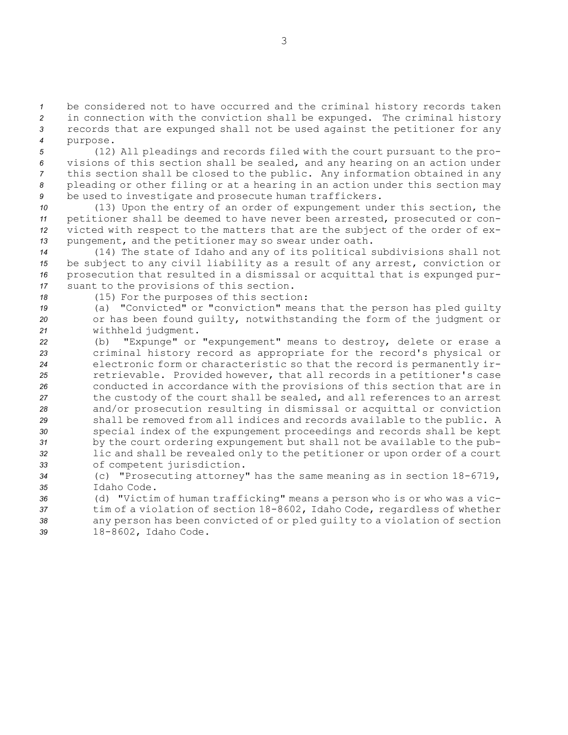be considered not to have occurred and the criminal history records taken in connection with the conviction shall be expunged. The criminal history records that are expunged shall not be used against the petitioner for any purpose.

(12) All pleadings and records filed with the court pursuant to the provisions of this section shall be sealed, and any hearing on an action under this section shall be closed to the public. Any information obtained in any pleading or other filing or at a hearing in an action under this section may be used to investigate and prosecute human traffickers.

(13) Upon the entry of an order of expungement under this section, the petitioner shall be deemed to have never been arrested, prosecuted or convicted with respect to the matters that are the subject of the order of expungement, and the petitioner may so swear under oath.

(14) The state of Idaho and any of its political subdivisions shall not be subject to any civil liability as a result of any arrest, conviction or prosecution that resulted in a dismissal or acquittal that is expunged pursuant to the provisions of this section.

(15) For the purposes of this section:

(a) "Convicted" or "conviction" means that the person has pled guilty or has been found guilty, notwithstanding the form of the judgment or withheld judgment.

(b) "Expunge" or "expungement" means to destroy, delete or erase a criminal history record as appropriate for the record's physical or electronic form or characteristic so that the record is permanently irretrievable. Provided however, that all records in a petitioner's case conducted in accordance with the provisions of this section that are in the custody of the court shall be sealed, and all references to an arrest and/or prosecution resulting in dismissal or acquittal or conviction shall be removed from all indices and records available to the public. A special index of the expungement proceedings and records shall be kept by the court ordering expungement but shall not be available to the public and shall be revealed only to the petitioner or upon order of a court of competent jurisdiction.

(c) "Prosecuting attorney" has the same meaning as in section 18-6719, Idaho Code.

(d) "Victim of human trafficking" means a person who is or who was a victim of a violation of section 18-8602, Idaho Code, regardless of whether any person has been convicted of or pled guilty to a violation of section 18-8602, Idaho Code.